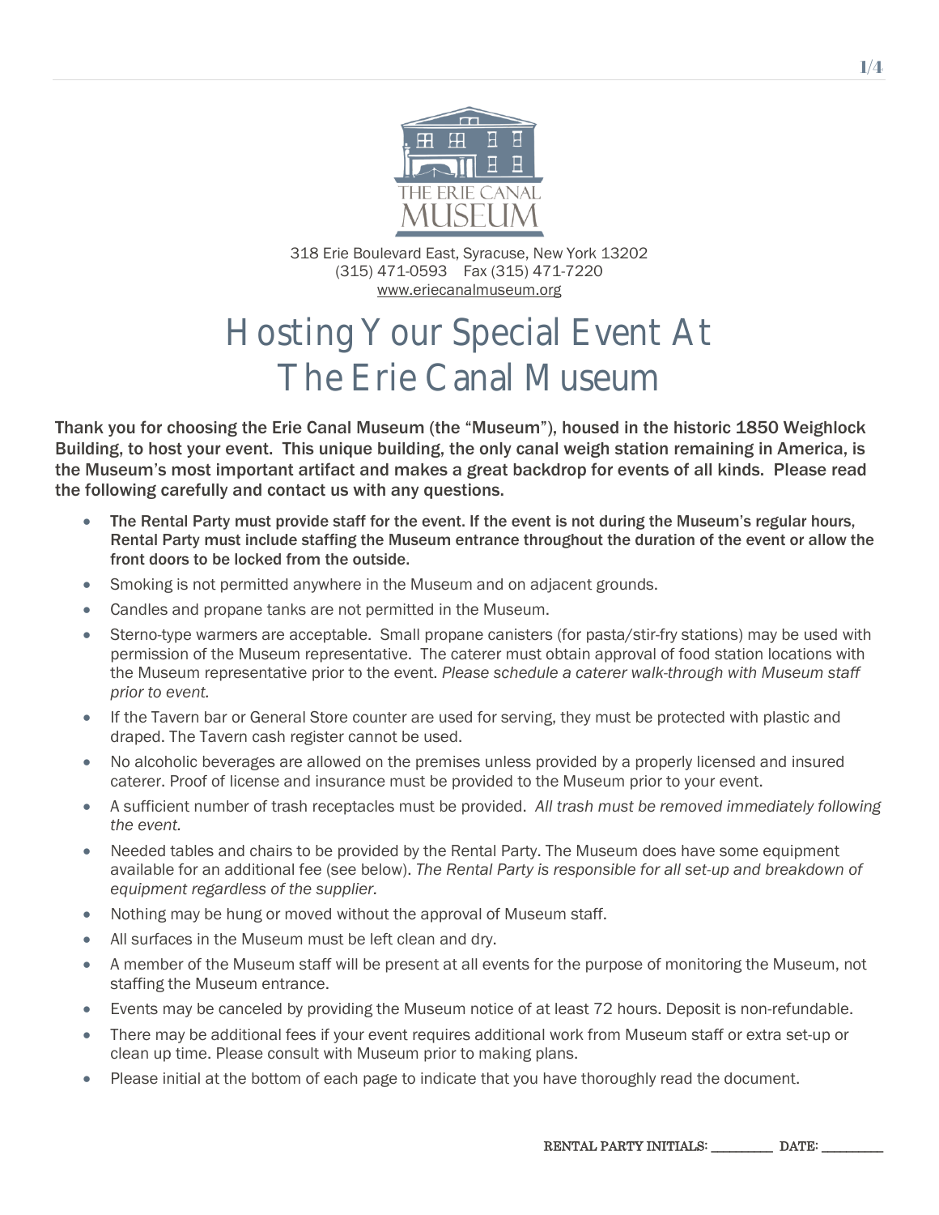318 Erie Boulevard East, Syracuse, New York 13202
(315) 471-0593 Fax (315) 471-7220
www.eriecanalmuseum.org

# Hosting Your Special Event At The Erie Canal Museum

**Thank you for choosing the Erie Canal Museum (the "Museum"), housed in the historic 1850 Weighlock Building, to host your event. This unique building, the only canal weigh station remaining in America, is the Museum's most important artifact and makes a great backdrop for events of all kinds. Please read the following carefully and contact us with any questions.**

- **The Rental Party must provide staff for the event. If the event is not during the Museum's regular hours, Rental Party must include staffing the Museum entrance throughout the duration of the event or allow the front doors to be locked from the outside.**
- Smoking is not permitted anywhere in the Museum and on adjacent grounds.
- Candles and propane tanks are not permitted in the Museum.
- Sterno-type warmers are acceptable. Small propane canisters (for pasta/stir-fry stations) may be used with permission of the Museum representative. The caterer must obtain approval of food station locations with the Museum representative prior to the event. *Please schedule a caterer walk-through with Museum staff prior to event.*
- If the Tavern bar or General Store counter are used for serving, they must be protected with plastic and draped. The Tavern cash register cannot be used.
- No alcoholic beverages are allowed on the premises unless provided by a properly licensed and insured caterer. Proof of license and insurance must be provided to the Museum prior to your event.
- A sufficient number of trash receptacles must be provided. *All trash must be removed immediately following the event.*
- Needed tables and chairs to be provided by the Rental Party. The Museum does have some equipment available for an additional fee (see below). *The Rental Party is responsible for all set-up and breakdown of equipment regardless of the supplier.*
- Nothing may be hung or moved without the approval of Museum staff.
- All surfaces in the Museum must be left clean and dry.
- A member of the Museum staff will be present at all events for the purpose of monitoring the Museum, not staffing the Museum entrance.
- Events may be canceled by providing the Museum notice of at least 72 hours. Deposit is non-refundable.
- There may be additional fees if your event requires additional work from Museum staff or extra set-up or clean up time. Please consult with Museum prior to making plans.
- Please initial at the bottom of each page to indicate that you have thoroughly read the document.

RENTAL PARTY INITIALS: _________ DATE: _________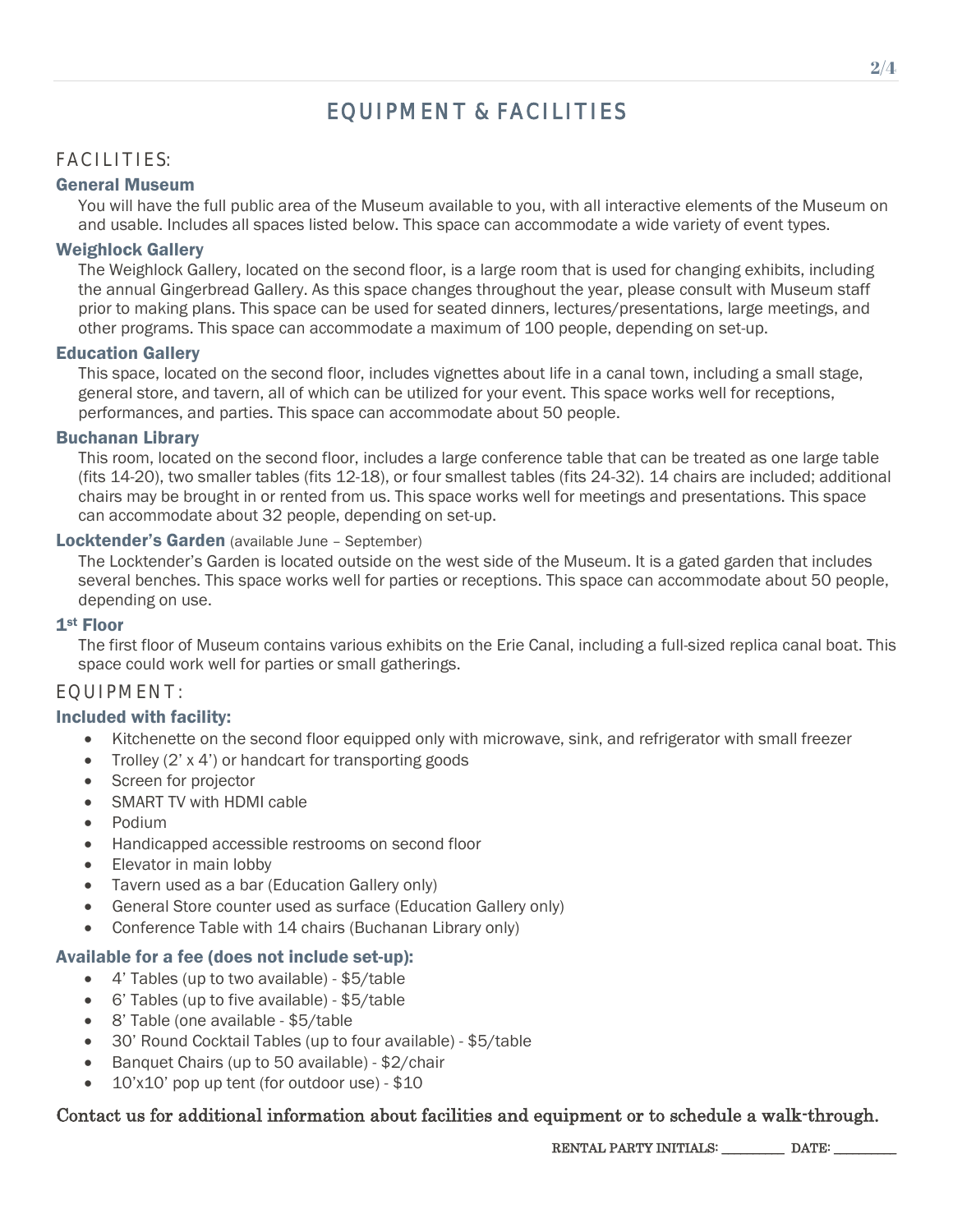# EQUIPMENT & FACILITIES

## FACILITIES:

### General Museum

You will have the full public area of the Museum available to you, with all interactive elements of the Museum on and usable. Includes all spaces listed below. This space can accommodate a wide variety of event types.

### Weighlock Gallery

The Weighlock Gallery, located on the second floor, is a large room that is used for changing exhibits, including the annual Gingerbread Gallery. As this space changes throughout the year, please consult with Museum staff prior to making plans. This space can be used for seated dinners, lectures/presentations, large meetings, and other programs. This space can accommodate a maximum of 100 people, depending on set-up.

### Education Gallery

This space, located on the second floor, includes vignettes about life in a canal town, including a small stage, general store, and tavern, all of which can be utilized for your event. This space works well for receptions, performances, and parties. This space can accommodate about 50 people.

### Buchanan Library

This room, located on the second floor, includes a large conference table that can be treated as one large table (fits 14-20), two smaller tables (fits 12-18), or four smallest tables (fits 24-32). 14 chairs are included; additional chairs may be brought in or rented from us. This space works well for meetings and presentations. This space can accommodate about 32 people, depending on set-up.

### Locktender's Garden (available June – September)

The Locktender's Garden is located outside on the west side of the Museum. It is a gated garden that includes several benches. This space works well for parties or receptions. This space can accommodate about 50 people, depending on use.

### 1st Floor

The first floor of Museum contains various exhibits on the Erie Canal, including a full-sized replica canal boat. This space could work well for parties or small gatherings.

## EQUIPMENT:

### Included with facility:

- Kitchenette on the second floor equipped only with microwave, sink, and refrigerator with small freezer
- Trolley (2' x 4') or handcart for transporting goods
- Screen for projector
- SMART TV with HDMI cable
- Podium
- Handicapped accessible restrooms on second floor
- Elevator in main lobby
- Tavern used as a bar (Education Gallery only)
- General Store counter used as surface (Education Gallery only)
- Conference Table with 14 chairs (Buchanan Library only)

### Available for a fee (does not include set-up):

- 4' Tables (up to two available) - $5/table
- 6' Tables (up to five available) - $5/table
- 8' Table (one available - $5/table
- 30' Round Cocktail Tables (up to four available) - $5/table
- Banquet Chairs (up to 50 available) - $2/chair
- 10'x10' pop up tent (for outdoor use) - $10

**Contact us for additional information about facilities and equipment or to schedule a walk-through.**

RENTAL PARTY INITIALS: _________ DATE: _________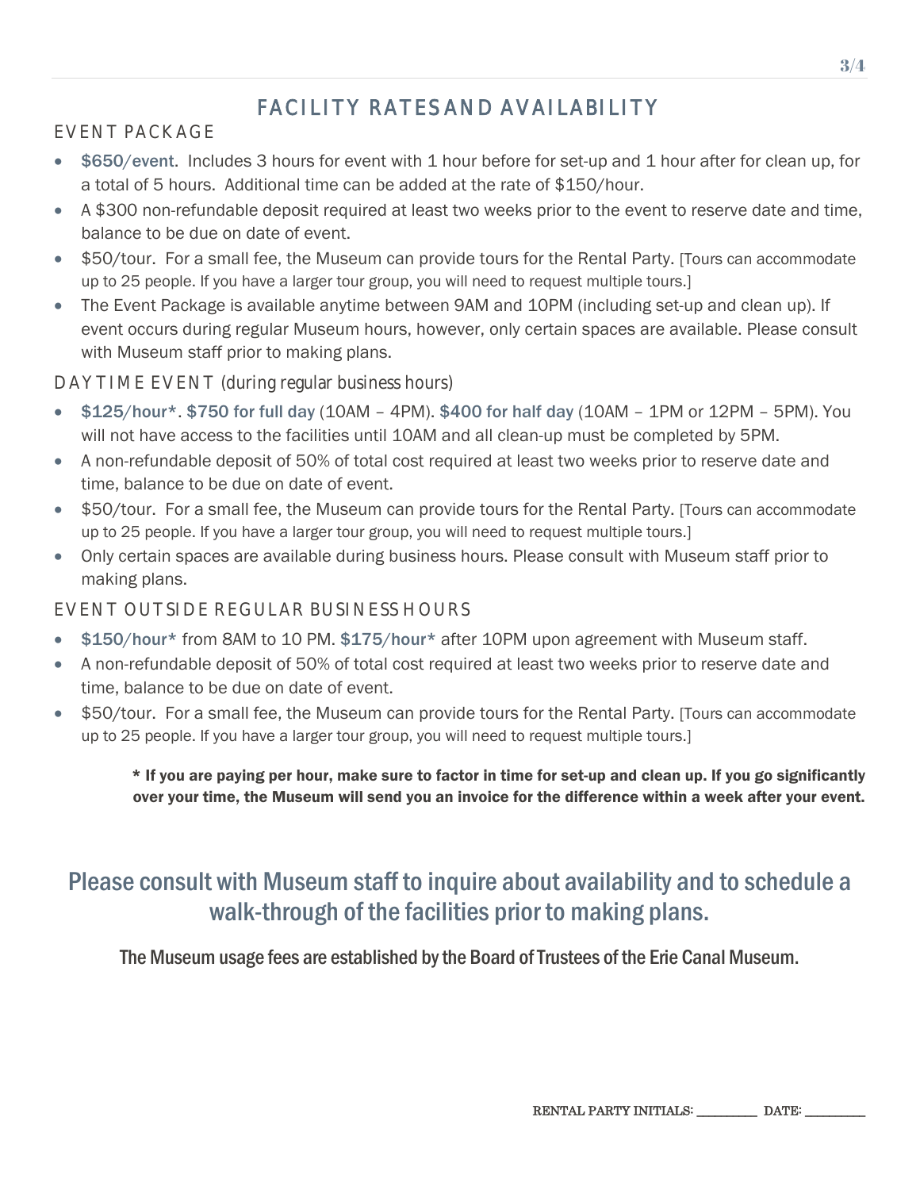# FACILITY RATES AND AVAILABILITY

## EVENT PACKAGE

- **$650/event.** Includes 3 hours for event with 1 hour before for set-up and 1 hour after for clean up, for a total of 5 hours. Additional time can be added at the rate of $150/hour.
- A $300 non-refundable deposit required at least two weeks prior to the event to reserve date and time, balance to be due on date of event.
- $50/tour. For a small fee, the Museum can provide tours for the Rental Party. [Tours can accommodate up to 25 people. If you have a larger tour group, you will need to request multiple tours.]
- The Event Package is available anytime between 9AM and 10PM (including set-up and clean up). If event occurs during regular Museum hours, however, only certain spaces are available. Please consult with Museum staff prior to making plans.

## DAYTIME EVENT (during regular business hours)

- **$125/hour***. **$750 for full day** (10AM – 4PM). **$400 for half day** (10AM – 1PM or 12PM – 5PM). You will not have access to the facilities until 10AM and all clean-up must be completed by 5PM.
- A non-refundable deposit of 50% of total cost required at least two weeks prior to reserve date and time, balance to be due on date of event.
- $50/tour. For a small fee, the Museum can provide tours for the Rental Party. [Tours can accommodate up to 25 people. If you have a larger tour group, you will need to request multiple tours.]
- Only certain spaces are available during business hours. Please consult with Museum staff prior to making plans.

## EVENT OUTSIDE REGULAR BUSINESS HOURS

- **$150/hour*** from 8AM to 10 PM. **$175/hour*** after 10PM upon agreement with Museum staff.
- A non-refundable deposit of 50% of total cost required at least two weeks prior to reserve date and time, balance to be due on date of event.
- $50/tour. For a small fee, the Museum can provide tours for the Rental Party. [Tours can accommodate up to 25 people. If you have a larger tour group, you will need to request multiple tours.]

**\* If you are paying per hour, make sure to factor in time for set-up and clean up. If you go significantly over your time, the Museum will send you an invoice for the difference within a week after your event.**

## Please consult with Museum staff to inquire about availability and to schedule a walk-through of the facilities prior to making plans.

The Museum usage fees are established by the Board of Trustees of the Erie Canal Museum.

RENTAL PARTY INITIALS: _________ DATE: _________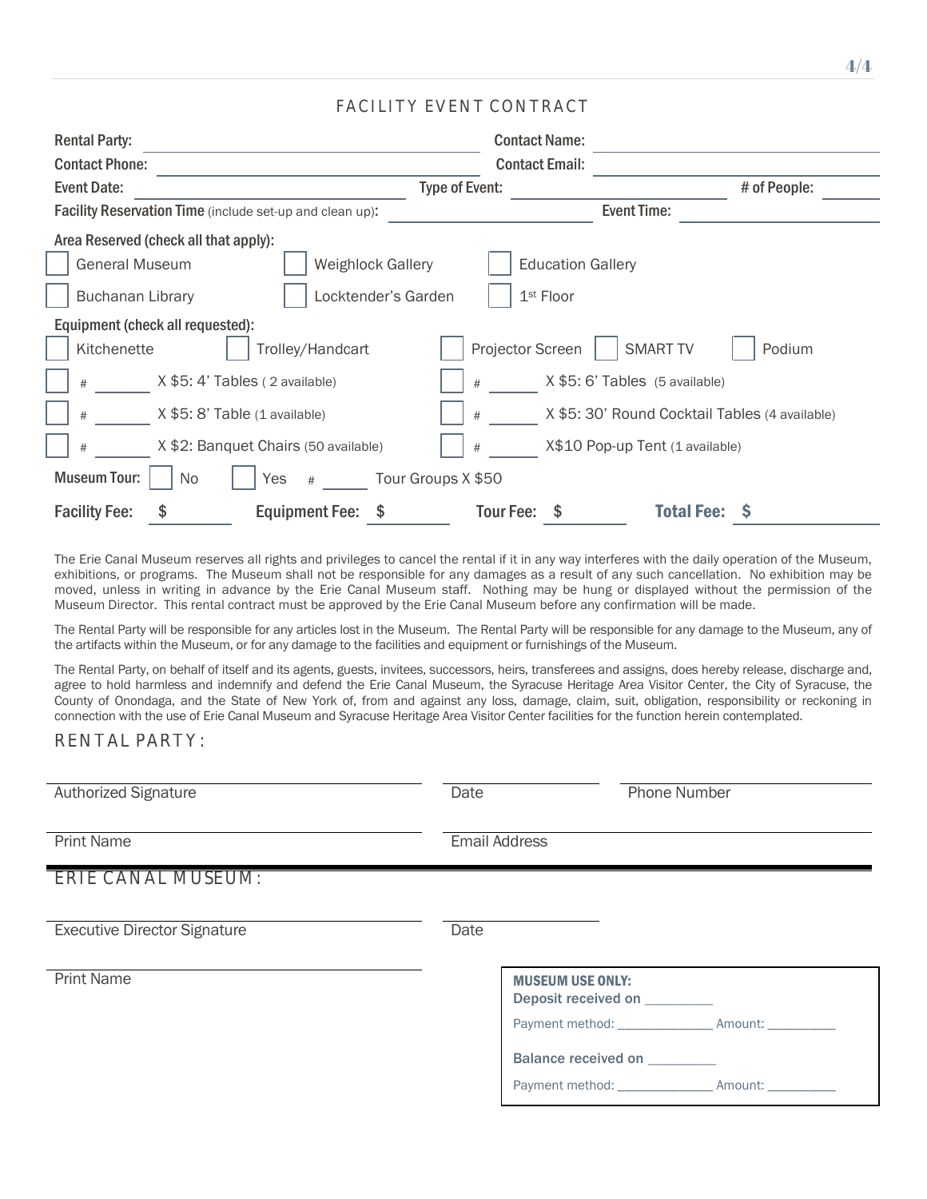## FACILITY EVENT CONTRACT

**Rental Party:** ______________________ **Contact Name:** ______________________

**Contact Phone:** ______________________ **Contact Email:** ______________________

**Event Date:** ______________________ **Type of Event:** ______________________ **# of People:** ________

**Facility Reservation Time** (include set-up and clean up): ______________________ **Event Time:** ______________________

**Area Reserved (check all that apply):**

- ☐ General Museum
- ☐ Weighlock Gallery
- ☐ Education Gallery
- ☐ Buchanan Library
- ☐ Locktender's Garden
- ☐ 1st Floor

**Equipment (check all requested):**

- ☐ Kitchenette
- ☐ Trolley/Handcart
- ☐ Projector Screen
- ☐ SMART TV
- ☐ Podium
- ☐ # ______ X $5: 4' Tables ( 2 available)
- ☐ # ______ X $5: 6' Tables (5 available)
- ☐ # ______ X $5: 8' Table (1 available)
- ☐ # ______ X $5: 30' Round Cocktail Tables (4 available)
- ☐ # ______ X $2: Banquet Chairs (50 available)
- ☐ # ______ X$10 Pop-up Tent (1 available)

**Museum Tour:** ☐ No ☐ Yes # ______ Tour Groups X $50

**Facility Fee:** $ ________ **Equipment Fee:** $ ________ **Tour Fee:** $ ________ **Total Fee:** $ ________

The Erie Canal Museum reserves all rights and privileges to cancel the rental if it in any way interferes with the daily operation of the Museum, exhibitions, or programs. The Museum shall not be responsible for any damages as a result of any such cancellation. No exhibition may be moved, unless in writing in advance by the Erie Canal Museum staff. Nothing may be hung or displayed without the permission of the Museum Director. This rental contract must be approved by the Erie Canal Museum before any confirmation will be made.

The Rental Party will be responsible for any articles lost in the Museum. The Rental Party will be responsible for any damage to the Museum, any of the artifacts within the Museum, or for any damage to the facilities and equipment or furnishings of the Museum.

The Rental Party, on behalf of itself and its agents, guests, invitees, successors, heirs, transferees and assigns, does hereby release, discharge and, agree to hold harmless and indemnify and defend the Erie Canal Museum, the Syracuse Heritage Area Visitor Center, the City of Syracuse, the County of Onondaga, and the State of New York of, from and against any loss, damage, claim, suit, obligation, responsibility or reckoning in connection with the use of Erie Canal Museum and Syracuse Heritage Area Visitor Center facilities for the function herein contemplated.

## RENTAL PARTY:

______________________ ______________ ______________
Authorized Signature Date Phone Number

______________________ ______________________
Print Name Email Address

## ERIE CANAL MUSEUM:

______________________ ______________
Executive Director Signature Date

______________________
Print Name

**MUSEUM USE ONLY:**
**Deposit received on** _________
Payment method: ______________ Amount: __________

**Balance received on** _________
Payment method: ______________ Amount: __________